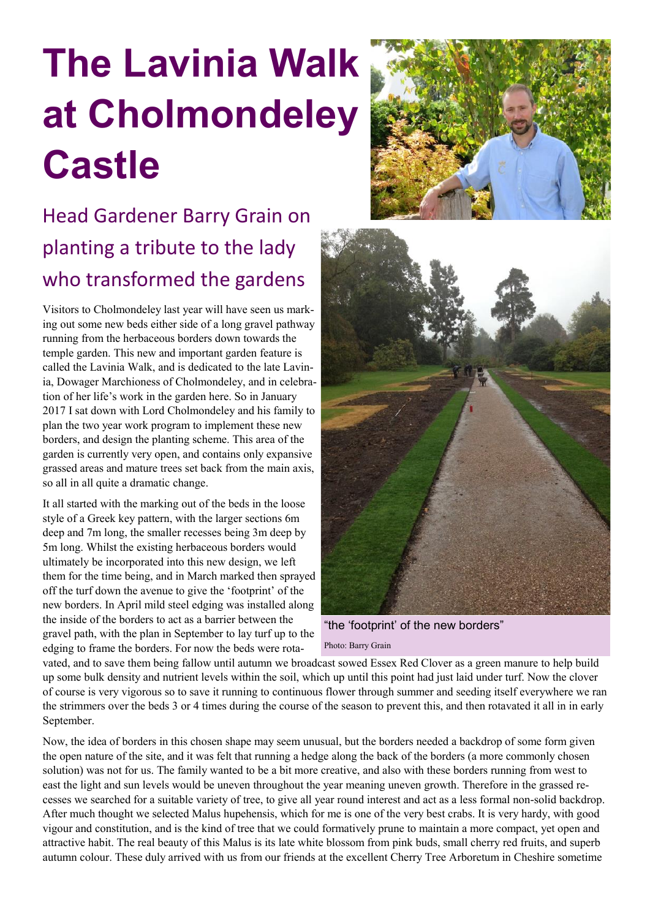# The Lavinia Walk at Cholmondeley Castle

## Head Gardener Barry Grain on planting a tribute to the lady who transformed the gardens

Visitors to Cholmondeley last year will have seen us marking out some new beds either side of a long gravel pathway running from the herbaceous borders down towards the temple garden. This new and important garden feature is called the Lavinia Walk, and is dedicated to the late Lavinia, Dowager Marchioness of Cholmondeley, and in celebration of her life's work in the garden here. So in January 2017 I sat down with Lord Cholmondeley and his family to plan the two year work program to implement these new borders, and design the planting scheme. This area of the garden is currently very open, and contains only expansive grassed areas and mature trees set back from the main axis, so all in all quite a dramatic change.

It all started with the marking out of the beds in the loose style of a Greek key pattern, with the larger sections 6m deep and 7m long, the smaller recesses being 3m deep by 5m long. Whilst the existing herbaceous borders would ultimately be incorporated into this new design, we left them for the time being, and in March marked then sprayed off the turf down the avenue to give the 'footprint' of the new borders. In April mild steel edging was installed along the inside of the borders to act as a barrier between the gravel path, with the plan in September to lay turf up to the edging to frame the borders. For now the beds were rotavated, and to save them being fallow until autumn we broadcast sowed Essex Red Clover as a green manure to help build up some bulk density and nutrient levels within the soil, which up until this point had just laid under turf. Now the clover of course is very vigorous so to save it running to continuous flower through summer and seeding itself everywhere we ran the strimmers over the beds 3 or 4 times during the course of the season to prevent this, and then rotavated it all in in early September.

"the 'footprint' of the new borders"

Photo: Barry Grain

Now, the idea of borders in this chosen shape may seem unusual, but the borders needed a backdrop of some form given the open nature of the site, and it was felt that running a hedge along the back of the borders (a more commonly chosen solution) was not for us. The family wanted to be a bit more creative, and also with these borders running from west to east the light and sun levels would be uneven throughout the year meaning uneven growth. Therefore in the grassed recesses we searched for a suitable variety of tree, to give all year round interest and act as a less formal non-solid backdrop. After much thought we selected Malus hupehensis, which for me is one of the very best crabs. It is very hardy, with good vigour and constitution, and is the kind of tree that we could formatively prune to maintain a more compact, yet open and attractive habit. The real beauty of this Malus is its late white blossom from pink buds, small cherry red fruits, and superb autumn colour. These duly arrived with us from our friends at the excellent Cherry Tree Arboretum in Cheshire sometime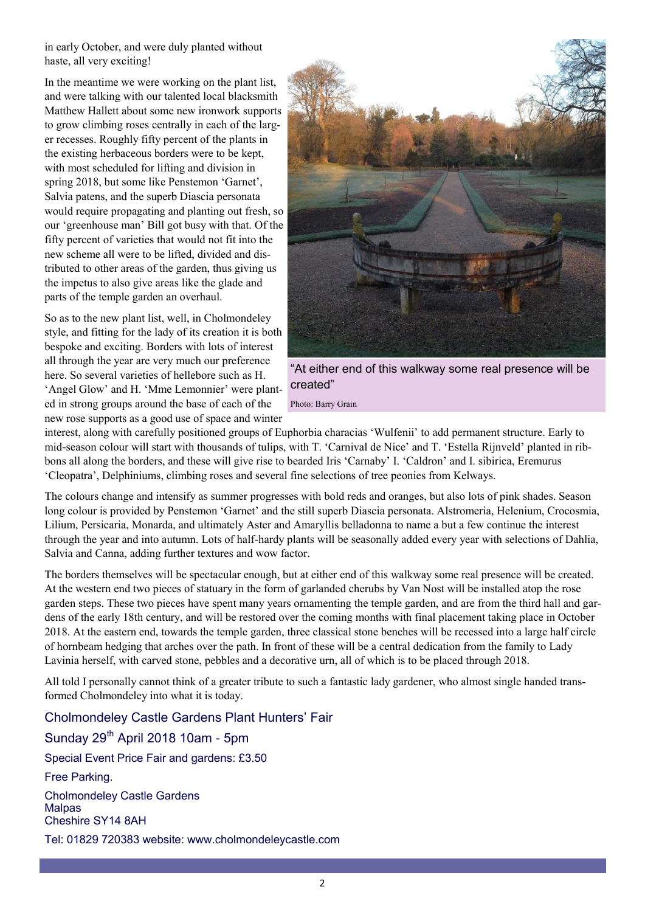in early October, and were duly planted without haste, all very exciting!

In the meantime we were working on the plant list, and were talking with our talented local blacksmith Matthew Hallett about some new ironwork supports to grow climbing roses centrally in each of the larger recesses. Roughly fifty percent of the plants in the existing herbaceous borders were to be kept, with most scheduled for lifting and division in spring 2018, but some like Penstemon 'Garnet', Salvia patens, and the superb Diascia personata would require propagating and planting out fresh, so our 'greenhouse man' Bill got busy with that. Of the fifty percent of varieties that would not fit into the new scheme all were to be lifted, divided and distributed to other areas of the garden, thus giving us the impetus to also give areas like the glade and parts of the temple garden an overhaul.

So as to the new plant list, well, in Cholmondeley style, and fitting for the lady of its creation it is both bespoke and exciting. Borders with lots of interest all through the year are very much our preference here. So several varieties of hellebore such as H. 'Angel Glow' and H. 'Mme Lemonnier' were planted in strong groups around the base of each of the new rose supports as a good use of space and winter interest, along with carefully positioned groups of Euphorbia characias 'Wulfenii' to add permanent structure. Early to mid-season colour will start with thousands of tulips, with T. 'Carnival de Nice' and T. 'Estella Rijnveld' planted in ribbons all along the borders, and these will give rise to bearded Iris 'Carnaby' I. 'Caldron' and I. sibirica, Eremurus 'Cleopatra', Delphiniums, climbing roses and several fine selections of tree peonies from Kelways.

"At either end of this walkway some real presence will be created"

Photo: Barry Grain

The colours change and intensify as summer progresses with bold reds and oranges, but also lots of pink shades. Season long colour is provided by Penstemon 'Garnet' and the still superb Diascia personata. Alstromeria, Helenium, Crocosmia, Lilium, Persicaria, Monarda, and ultimately Aster and Amaryllis belladonna to name a but a few continue the interest through the year and into autumn. Lots of half-hardy plants will be seasonally added every year with selections of Dahlia, Salvia and Canna, adding further textures and wow factor.

The borders themselves will be spectacular enough, but at either end of this walkway some real presence will be created. At the western end two pieces of statuary in the form of garlanded cherubs by Van Nost will be installed atop the rose garden steps. These two pieces have spent many years ornamenting the temple garden, and are from the third hall and gardens of the early 18th century, and will be restored over the coming months with final placement taking place in October 2018. At the eastern end, towards the temple garden, three classical stone benches will be recessed into a large half circle of hornbeam hedging that arches over the path. In front of these will be a central dedication from the family to Lady Lavinia herself, with carved stone, pebbles and a decorative urn, all of which is to be placed through 2018.

All told I personally cannot think of a greater tribute to such a fantastic lady gardener, who almost single handed transformed Cholmondeley into what it is today.

## Cholmondeley Castle Gardens Plant Hunters' Fair

### Sunday 29th April 2018 10am - 5pm

Special Event Price Fair and gardens: £3.50

Free Parking.

Cholmondeley Castle Gardens
Malpas
Cheshire SY14 8AH

Tel: 01829 720383 website: www.cholmondeleycastle.com